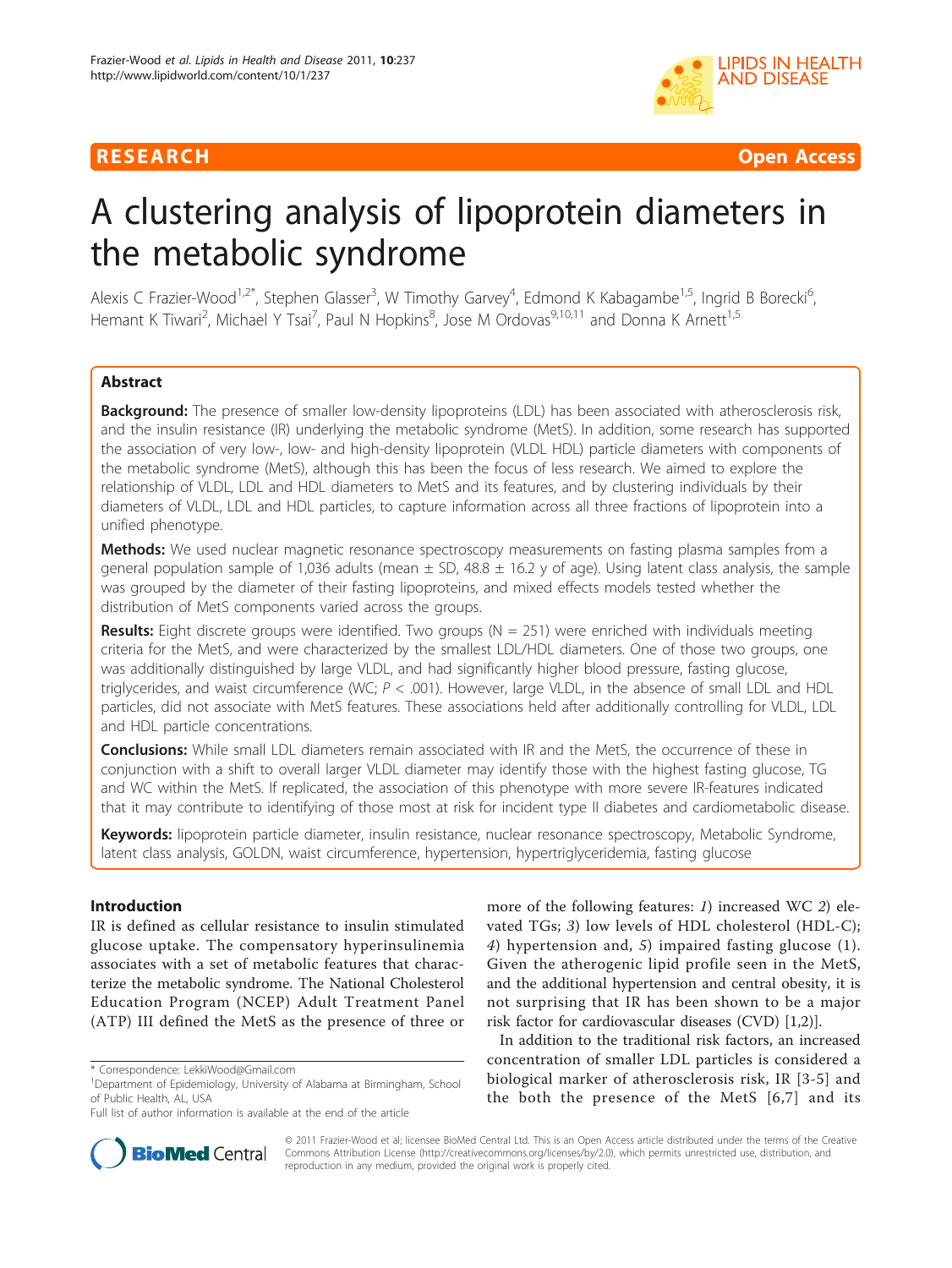**RESEARCH** **Open Access**

# A clustering analysis of lipoprotein diameters in the metabolic syndrome

Alexis C Frazier-Wood[1,2*], Stephen Glasser[3], W Timothy Garvey[4], Edmond K Kabagambe[1,5], Ingrid B Borecki[6], Hemant K Tiwari[2], Michael Y Tsai[7], Paul N Hopkins[8], Jose M Ordovas[9,10,11] and Donna K Arnett[1,5]

## Abstract

**Background:** The presence of smaller low-density lipoproteins (LDL) has been associated with atherosclerosis risk, and the insulin resistance (IR) underlying the metabolic syndrome (MetS). In addition, some research has supported the association of very low-, low- and high-density lipoprotein (VLDL HDL) particle diameters with components of the metabolic syndrome (MetS), although this has been the focus of less research. We aimed to explore the relationship of VLDL, LDL and HDL diameters to MetS and its features, and by clustering individuals by their diameters of VLDL, LDL and HDL particles, to capture information across all three fractions of lipoprotein into a unified phenotype.

**Methods:** We used nuclear magnetic resonance spectroscopy measurements on fasting plasma samples from a general population sample of 1,036 adults (mean ± SD, 48.8 ± 16.2 y of age). Using latent class analysis, the sample was grouped by the diameter of their fasting lipoproteins, and mixed effects models tested whether the distribution of MetS components varied across the groups.

**Results:** Eight discrete groups were identified. Two groups (N = 251) were enriched with individuals meeting criteria for the MetS, and were characterized by the smallest LDL/HDL diameters. One of those two groups, one was additionally distinguished by large VLDL, and had significantly higher blood pressure, fasting glucose, triglycerides, and waist circumference (WC; $P < .001$). However, large VLDL, in the absence of small LDL and HDL particles, did not associate with MetS features. These associations held after additionally controlling for VLDL, LDL and HDL particle concentrations.

**Conclusions:** While small LDL diameters remain associated with IR and the MetS, the occurrence of these in conjunction with a shift to overall larger VLDL diameter may identify those with the highest fasting glucose, TG and WC within the MetS. If replicated, the association of this phenotype with more severe IR-features indicated that it may contribute to identifying of those most at risk for incident type II diabetes and cardiometabolic disease.

**Keywords:** lipoprotein particle diameter, insulin resistance, nuclear resonance spectroscopy, Metabolic Syndrome, latent class analysis, GOLDN, waist circumference, hypertension, hypertriglyceridemia, fasting glucose

## Introduction

IR is defined as cellular resistance to insulin stimulated glucose uptake. The compensatory hyperinsulinemia associates with a set of metabolic features that characterize the metabolic syndrome. The National Cholesterol Education Program (NCEP) Adult Treatment Panel (ATP) III defined the MetS as the presence of three or more of the following features: *1*) increased WC *2*) elevated TGs; *3*) low levels of HDL cholesterol (HDL-C); *4*) hypertension and, *5*) impaired fasting glucose (1). Given the atherogenic lipid profile seen in the MetS, and the additional hypertension and central obesity, it is not surprising that IR has been shown to be a major risk factor for cardiovascular diseases (CVD) [1,2]).

In addition to the traditional risk factors, an increased concentration of smaller LDL particles is considered a biological marker of atherosclerosis risk, IR [3-5] and the both the presence of the MetS [6,7] and its

\* Correspondence: LekkiWood@Gmail.com
[1]Department of Epidemiology, University of Alabama at Birmingham, School of Public Health, AL, USA
Full list of author information is available at the end of the article

© 2011 Frazier-Wood et al; licensee BioMed Central Ltd. This is an Open Access article distributed under the terms of the Creative Commons Attribution License (http://creativecommons.org/licenses/by/2.0), which permits unrestricted use, distribution, and reproduction in any medium, provided the original work is properly cited.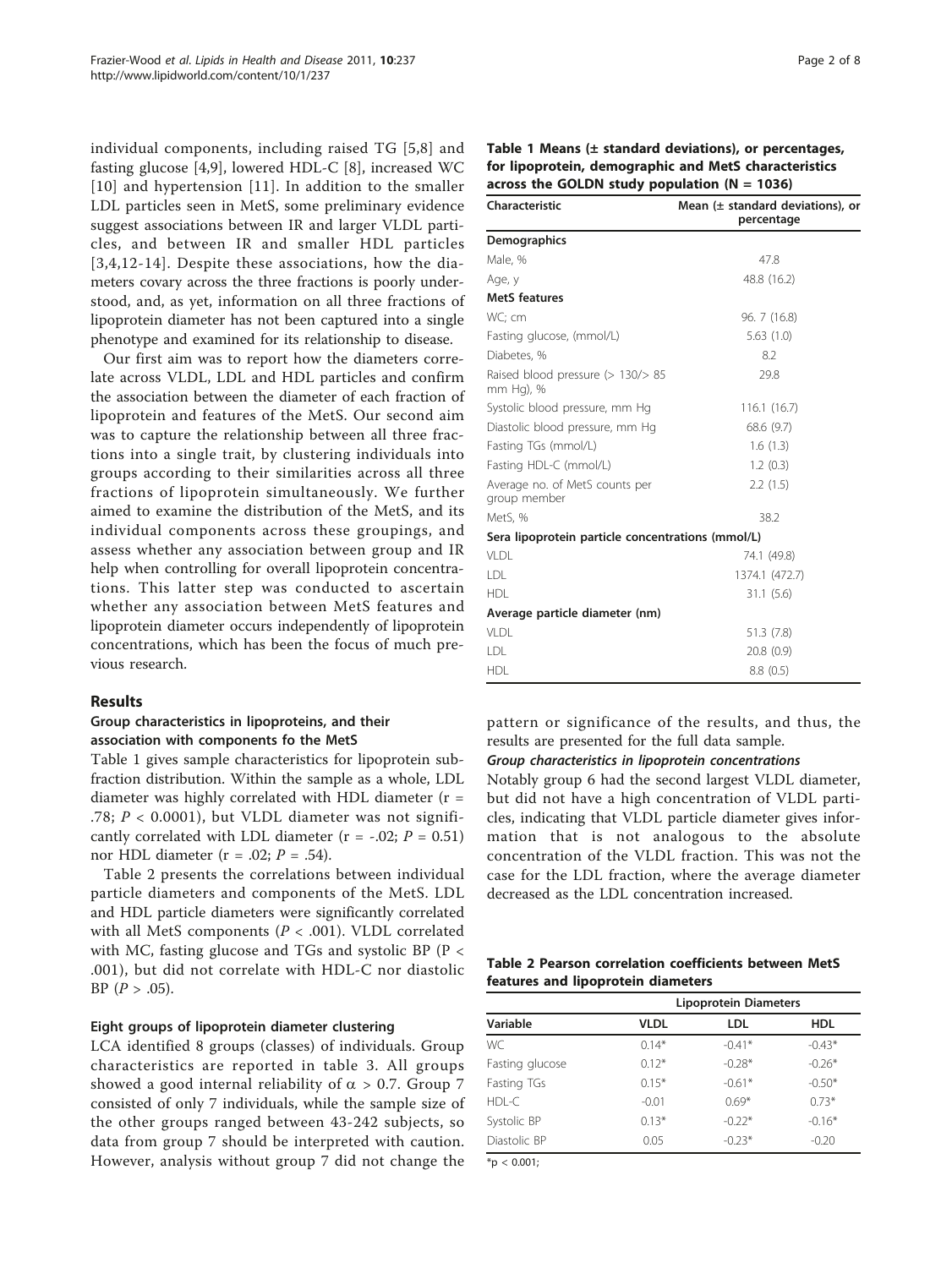individual components, including raised TG [5,8] and fasting glucose [4,9], lowered HDL-C [8], increased WC [10] and hypertension [11]. In addition to the smaller LDL particles seen in MetS, some preliminary evidence suggest associations between IR and larger VLDL particles, and between IR and smaller HDL particles [3,4,12-14]. Despite these associations, how the diameters covary across the three fractions is poorly understood, and, as yet, information on all three fractions of lipoprotein diameter has not been captured into a single phenotype and examined for its relationship to disease.

Our first aim was to report how the diameters correlate across VLDL, LDL and HDL particles and confirm the association between the diameter of each fraction of lipoprotein and features of the MetS. Our second aim was to capture the relationship between all three fractions into a single trait, by clustering individuals into groups according to their similarities across all three fractions of lipoprotein simultaneously. We further aimed to examine the distribution of the MetS, and its individual components across these groupings, and assess whether any association between group and IR help when controlling for overall lipoprotein concentrations. This latter step was conducted to ascertain whether any association between MetS features and lipoprotein diameter occurs independently of lipoprotein concentrations, which has been the focus of much previous research.

## Results

### Group characteristics in lipoproteins, and their association with components fo the MetS

Table 1 gives sample characteristics for lipoprotein subfraction distribution. Within the sample as a whole, LDL diameter was highly correlated with HDL diameter (r = .78; $P < 0.0001$), but VLDL diameter was not significantly correlated with LDL diameter (r = -.02; $P = 0.51$) nor HDL diameter (r = .02; $P = .54$).

Table 2 presents the correlations between individual particle diameters and components of the MetS. LDL and HDL particle diameters were significantly correlated with all MetS components ($P < .001$). VLDL correlated with MC, fasting glucose and TGs and systolic BP (P < .001), but did not correlate with HDL-C nor diastolic BP ($P > .05$).

### Eight groups of lipoprotein diameter clustering

LCA identified 8 groups (classes) of individuals. Group characteristics are reported in table 3. All groups showed a good internal reliability of $\alpha > 0.7$. Group 7 consisted of only 7 individuals, while the sample size of the other groups ranged between 43-242 subjects, so data from group 7 should be interpreted with caution. However, analysis without group 7 did not change the pattern or significance of the results, and thus, the results are presented for the full data sample.

#### *Group characteristics in lipoprotein concentrations*

Notably group 6 had the second largest VLDL diameter, but did not have a high concentration of VLDL particles, indicating that VLDL particle diameter gives information that is not analogous to the absolute concentration of the VLDL fraction. This was not the case for the LDL fraction, where the average diameter decreased as the LDL concentration increased.

**Table 1 Means (± standard deviations), or percentages, for lipoprotein, demographic and MetS characteristics across the GOLDN study population (N = 1036)**

| Characteristic | Mean (± standard deviations), or percentage |
|---|---|
| **Demographics** | |
| Male, % | 47.8 |
| Age, y | 48.8 (16.2) |
| **MetS features** | |
| WC; cm | 96. 7 (16.8) |
| Fasting glucose, (mmol/L) | 5.63 (1.0) |
| Diabetes, % | 8.2 |
| Raised blood pressure (> 130/> 85 mm Hg), % | 29.8 |
| Systolic blood pressure, mm Hg | 116.1 (16.7) |
| Diastolic blood pressure, mm Hg | 68.6 (9.7) |
| Fasting TGs (mmol/L) | 1.6 (1.3) |
| Fasting HDL-C (mmol/L) | 1.2 (0.3) |
| Average no. of MetS counts per group member | 2.2 (1.5) |
| MetS, % | 38.2 |
| **Sera lipoprotein particle concentrations (mmol/L)** | |
| VLDL | 74.1 (49.8) |
| LDL | 1374.1 (472.7) |
| HDL | 31.1 (5.6) |
| **Average particle diameter (nm)** | |
| VLDL | 51.3 (7.8) |
| LDL | 20.8 (0.9) |
| HDL | 8.8 (0.5) |

**Table 2 Pearson correlation coefficients between MetS features and lipoprotein diameters**

| | Lipoprotein Diameters | | |
|---|---|---|---|
| Variable | VLDL | LDL | HDL |
| WC | 0.14* | -0.41* | -0.43* |
| Fasting glucose | 0.12* | -0.28* | -0.26* |
| Fasting TGs | 0.15* | -0.61* | -0.50* |
| HDL-C | -0.01 | 0.69* | 0.73* |
| Systolic BP | 0.13* | -0.22* | -0.16* |
| Diastolic BP | 0.05 | -0.23* | -0.20 |

*p < 0.001;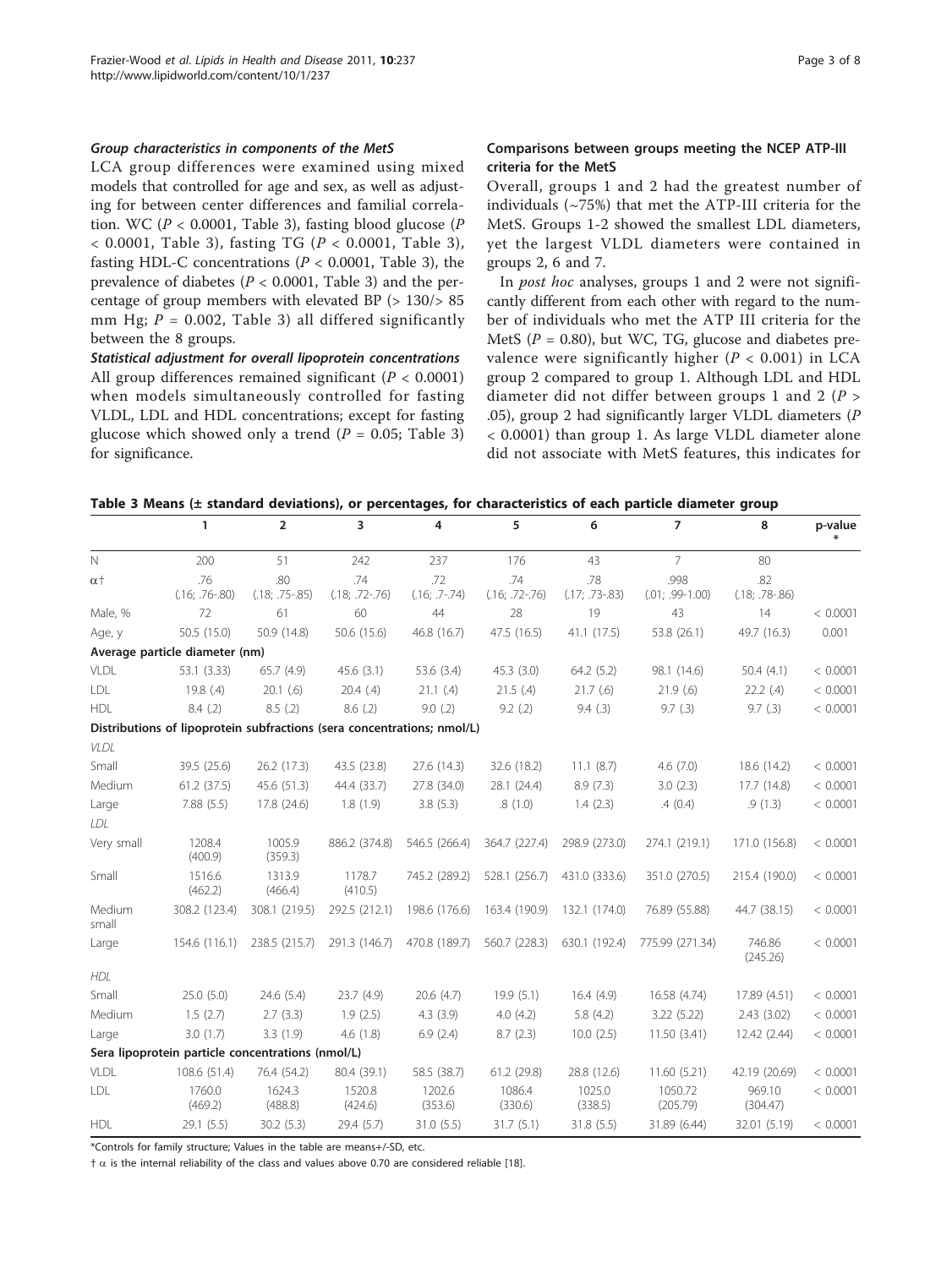#### Group characteristics in components of the MetS

LCA group differences were examined using mixed models that controlled for age and sex, as well as adjusting for between center differences and familial correlation. WC ($P < 0.0001$, Table 3), fasting blood glucose ($P < 0.0001$, Table 3), fasting TG ($P < 0.0001$, Table 3), fasting HDL-C concentrations ($P < 0.0001$, Table 3), the prevalence of diabetes ($P < 0.0001$, Table 3) and the percentage of group members with elevated BP (> 130/> 85 mm Hg; $P = 0.002$, Table 3) all differed significantly between the 8 groups.

#### Statistical adjustment for overall lipoprotein concentrations

All group differences remained significant ($P < 0.0001$) when models simultaneously controlled for fasting VLDL, LDL and HDL concentrations; except for fasting glucose which showed only a trend ($P = 0.05$; Table 3) for significance.

### Comparisons between groups meeting the NCEP ATP-III criteria for the MetS

Overall, groups 1 and 2 had the greatest number of individuals (~75%) that met the ATP-III criteria for the MetS. Groups 1-2 showed the smallest LDL diameters, yet the largest VLDL diameters were contained in groups 2, 6 and 7.

In *post hoc* analyses, groups 1 and 2 were not significantly different from each other with regard to the number of individuals who met the ATP III criteria for the MetS ($P = 0.80$), but WC, TG, glucose and diabetes prevalence were significantly higher ($P < 0.001$) in LCA group 2 compared to group 1. Although LDL and HDL diameter did not differ between groups 1 and 2 ($P >$ .05), group 2 had significantly larger VLDL diameters ($P < 0.0001$) than group 1. As large VLDL diameter alone did not associate with MetS features, this indicates for

**Table 3 Means (± standard deviations), or percentages, for characteristics of each particle diameter group**

| | 1 | 2 | 3 | 4 | 5 | 6 | 7 | 8 | p-value * |
|---|---|---|---|---|---|---|---|---|---|
| N | 200 | 51 | 242 | 237 | 176 | 43 | 7 | 80 | |
| α† | .76 (.16; .76-.80) | .80 (.18; .75-.85) | .74 (.18; .72-.76) | .72 (.16; .7-.74) | .74 (.16; .72-.76) | .78 (.17; .73-.83) | .998 (.01; .99-1.00) | .82 (.18; .78-.86) | |
| Male, % | 72 | 61 | 60 | 44 | 28 | 19 | 43 | 14 | < 0.0001 |
| Age, y | 50.5 (15.0) | 50.9 (14.8) | 50.6 (15.6) | 46.8 (16.7) | 47.5 (16.5) | 41.1 (17.5) | 53.8 (26.1) | 49.7 (16.3) | 0.001 |
| **Average particle diameter (nm)** | | | | | | | | | |
| VLDL | 53.1 (3.33) | 65.7 (4.9) | 45.6 (3.1) | 53.6 (3.4) | 45.3 (3.0) | 64.2 (5.2) | 98.1 (14.6) | 50.4 (4.1) | < 0.0001 |
| LDL | 19.8 (.4) | 20.1 (.6) | 20.4 (.4) | 21.1 (.4) | 21.5 (.4) | 21.7 (.6) | 21.9 (.6) | 22.2 (.4) | < 0.0001 |
| HDL | 8.4 (.2) | 8.5 (.2) | 8.6 (.2) | 9.0 (.2) | 9.2 (.2) | 9.4 (.3) | 9.7 (.3) | 9.7 (.3) | < 0.0001 |
| **Distributions of lipoprotein subfractions (sera concentrations; nmol/L)** | | | | | | | | | |
| *VLDL* | | | | | | | | | |
| Small | 39.5 (25.6) | 26.2 (17.3) | 43.5 (23.8) | 27.6 (14.3) | 32.6 (18.2) | 11.1 (8.7) | 4.6 (7.0) | 18.6 (14.2) | < 0.0001 |
| Medium | 61.2 (37.5) | 45.6 (51.3) | 44.4 (33.7) | 27.8 (34.0) | 28.1 (24.4) | 8.9 (7.3) | 3.0 (2.3) | 17.7 (14.8) | < 0.0001 |
| Large | 7.88 (5.5) | 17.8 (24.6) | 1.8 (1.9) | 3.8 (5.3) | .8 (1.0) | 1.4 (2.3) | .4 (0.4) | .9 (1.3) | < 0.0001 |
| *LDL* | | | | | | | | | |
| Very small | 1208.4 (400.9) | 1005.9 (359.3) | 886.2 (374.8) | 546.5 (266.4) | 364.7 (227.4) | 298.9 (273.0) | 274.1 (219.1) | 171.0 (156.8) | < 0.0001 |
| Small | 1516.6 (462.2) | 1313.9 (466.4) | 1178.7 (410.5) | 745.2 (289.2) | 528.1 (256.7) | 431.0 (333.6) | 351.0 (270.5) | 215.4 (190.0) | < 0.0001 |
| Medium small | 308.2 (123.4) | 308.1 (219.5) | 292.5 (212.1) | 198.6 (176.6) | 163.4 (190.9) | 132.1 (174.0) | 76.89 (55.88) | 44.7 (38.15) | < 0.0001 |
| Large | 154.6 (116.1) | 238.5 (215.7) | 291.3 (146.7) | 470.8 (189.7) | 560.7 (228.3) | 630.1 (192.4) | 775.99 (271.34) | 746.86 (245.26) | < 0.0001 |
| *HDL* | | | | | | | | | |
| Small | 25.0 (5.0) | 24.6 (5.4) | 23.7 (4.9) | 20.6 (4.7) | 19.9 (5.1) | 16.4 (4.9) | 16.58 (4.74) | 17.89 (4.51) | < 0.0001 |
| Medium | 1.5 (2.7) | 2.7 (3.3) | 1.9 (2.5) | 4.3 (3.9) | 4.0 (4.2) | 5.8 (4.2) | 3.22 (5.22) | 2.43 (3.02) | < 0.0001 |
| Large | 3.0 (1.7) | 3.3 (1.9) | 4.6 (1.8) | 6.9 (2.4) | 8.7 (2.3) | 10.0 (2.5) | 11.50 (3.41) | 12.42 (2.44) | < 0.0001 |
| **Sera lipoprotein particle concentrations (nmol/L)** | | | | | | | | | |
| VLDL | 108.6 (51.4) | 76.4 (54.2) | 80.4 (39.1) | 58.5 (38.7) | 61.2 (29.8) | 28.8 (12.6) | 11.60 (5.21) | 42.19 (20.69) | < 0.0001 |
| LDL | 1760.0 (469.2) | 1624.3 (488.8) | 1520.8 (424.6) | 1202.6 (353.6) | 1086.4 (330.6) | 1025.0 (338.5) | 1050.72 (205.79) | 969.10 (304.47) | < 0.0001 |
| HDL | 29.1 (5.5) | 30.2 (5.3) | 29.4 (5.7) | 31.0 (5.5) | 31.7 (5.1) | 31.8 (5.5) | 31.89 (6.44) | 32.01 (5.19) | < 0.0001 |

*Controls for family structure; Values in the table are means+/-SD, etc.

† α is the internal reliability of the class and values above 0.70 are considered reliable [18].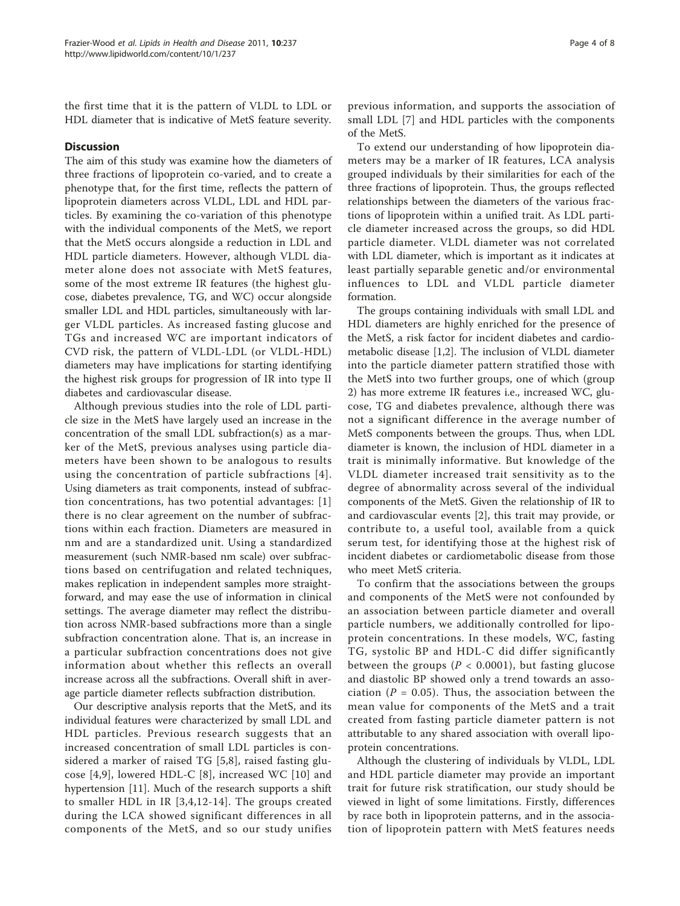the first time that it is the pattern of VLDL to LDL or HDL diameter that is indicative of MetS feature severity.

## Discussion

The aim of this study was examine how the diameters of three fractions of lipoprotein co-varied, and to create a phenotype that, for the first time, reflects the pattern of lipoprotein diameters across VLDL, LDL and HDL particles. By examining the co-variation of this phenotype with the individual components of the MetS, we report that the MetS occurs alongside a reduction in LDL and HDL particle diameters. However, although VLDL diameter alone does not associate with MetS features, some of the most extreme IR features (the highest glucose, diabetes prevalence, TG, and WC) occur alongside smaller LDL and HDL particles, simultaneously with larger VLDL particles. As increased fasting glucose and TGs and increased WC are important indicators of CVD risk, the pattern of VLDL-LDL (or VLDL-HDL) diameters may have implications for starting identifying the highest risk groups for progression of IR into type II diabetes and cardiovascular disease.

Although previous studies into the role of LDL particle size in the MetS have largely used an increase in the concentration of the small LDL subfraction(s) as a marker of the MetS, previous analyses using particle diameters have been shown to be analogous to results using the concentration of particle subfractions [4]. Using diameters as trait components, instead of subfraction concentrations, has two potential advantages: [1] there is no clear agreement on the number of subfractions within each fraction. Diameters are measured in nm and are a standardized unit. Using a standardized measurement (such NMR-based nm scale) over subfractions based on centrifugation and related techniques, makes replication in independent samples more straightforward, and may ease the use of information in clinical settings. The average diameter may reflect the distribution across NMR-based subfractions more than a single subfraction concentration alone. That is, an increase in a particular subfraction concentrations does not give information about whether this reflects an overall increase across all the subfractions. Overall shift in average particle diameter reflects subfraction distribution.

Our descriptive analysis reports that the MetS, and its individual features were characterized by small LDL and HDL particles. Previous research suggests that an increased concentration of small LDL particles is considered a marker of raised TG [5,8], raised fasting glucose [4,9], lowered HDL-C [8], increased WC [10] and hypertension [11]. Much of the research supports a shift to smaller HDL in IR [3,4,12-14]. The groups created during the LCA showed significant differences in all components of the MetS, and so our study unifies previous information, and supports the association of small LDL [7] and HDL particles with the components of the MetS.

To extend our understanding of how lipoprotein diameters may be a marker of IR features, LCA analysis grouped individuals by their similarities for each of the three fractions of lipoprotein. Thus, the groups reflected relationships between the diameters of the various fractions of lipoprotein within a unified trait. As LDL particle diameter increased across the groups, so did HDL particle diameter. VLDL diameter was not correlated with LDL diameter, which is important as it indicates at least partially separable genetic and/or environmental influences to LDL and VLDL particle diameter formation.

The groups containing individuals with small LDL and HDL diameters are highly enriched for the presence of the MetS, a risk factor for incident diabetes and cardiometabolic disease [1,2]. The inclusion of VLDL diameter into the particle diameter pattern stratified those with the MetS into two further groups, one of which (group 2) has more extreme IR features i.e., increased WC, glucose, TG and diabetes prevalence, although there was not a significant difference in the average number of MetS components between the groups. Thus, when LDL diameter is known, the inclusion of HDL diameter in a trait is minimally informative. But knowledge of the VLDL diameter increased trait sensitivity as to the degree of abnormality across several of the individual components of the MetS. Given the relationship of IR to and cardiovascular events [2], this trait may provide, or contribute to, a useful tool, available from a quick serum test, for identifying those at the highest risk of incident diabetes or cardiometabolic disease from those who meet MetS criteria.

To confirm that the associations between the groups and components of the MetS were not confounded by an association between particle diameter and overall particle numbers, we additionally controlled for lipoprotein concentrations. In these models, WC, fasting TG, systolic BP and HDL-C did differ significantly between the groups ($P < 0.0001$), but fasting glucose and diastolic BP showed only a trend towards an association ($P = 0.05$). Thus, the association between the mean value for components of the MetS and a trait created from fasting particle diameter pattern is not attributable to any shared association with overall lipoprotein concentrations.

Although the clustering of individuals by VLDL, LDL and HDL particle diameter may provide an important trait for future risk stratification, our study should be viewed in light of some limitations. Firstly, differences by race both in lipoprotein patterns, and in the association of lipoprotein pattern with MetS features needs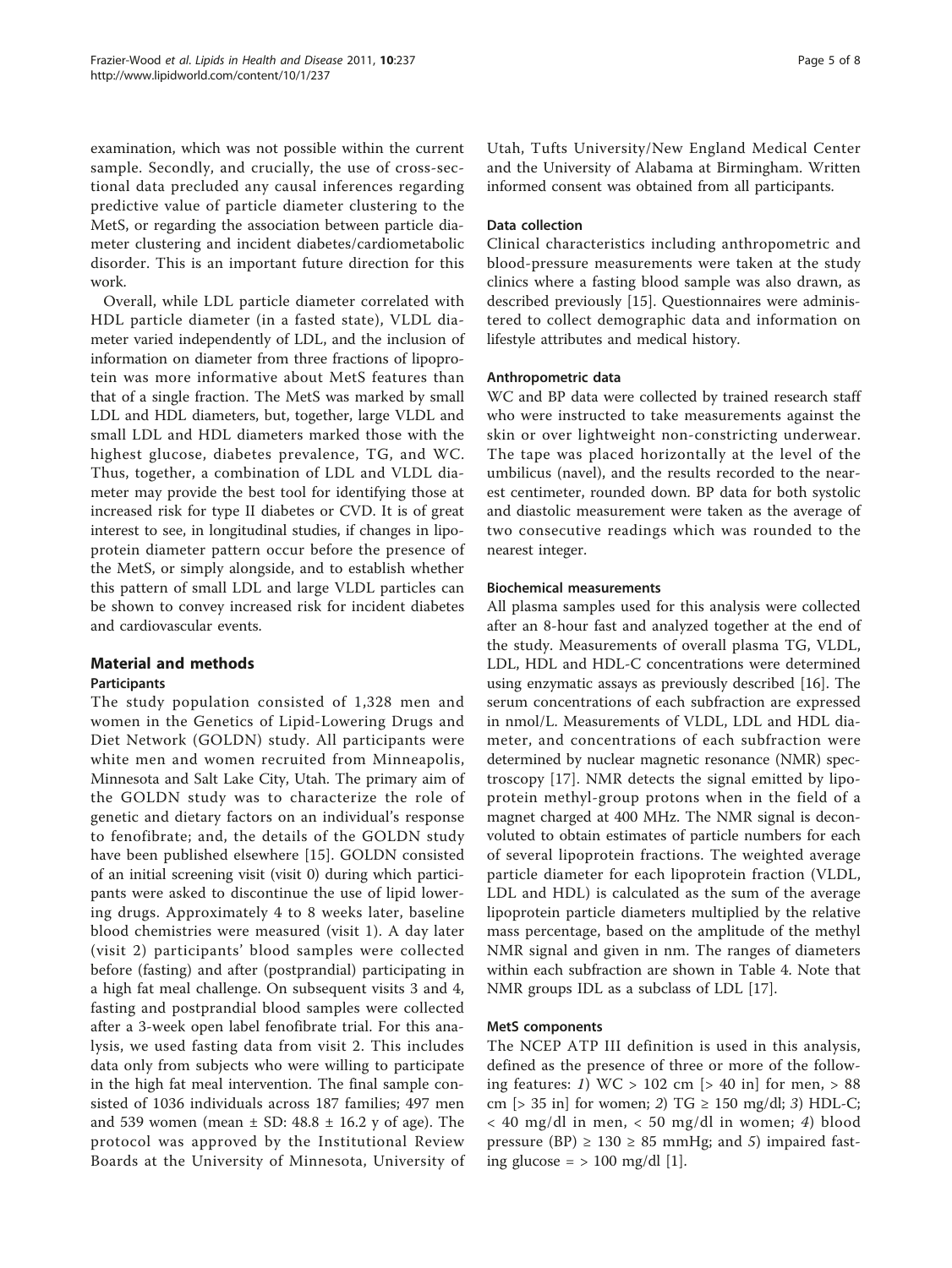examination, which was not possible within the current sample. Secondly, and crucially, the use of cross-sectional data precluded any causal inferences regarding predictive value of particle diameter clustering to the MetS, or regarding the association between particle diameter clustering and incident diabetes/cardiometabolic disorder. This is an important future direction for this work.

Overall, while LDL particle diameter correlated with HDL particle diameter (in a fasted state), VLDL diameter varied independently of LDL, and the inclusion of information on diameter from three fractions of lipoprotein was more informative about MetS features than that of a single fraction. The MetS was marked by small LDL and HDL diameters, but, together, large VLDL and small LDL and HDL diameters marked those with the highest glucose, diabetes prevalence, TG, and WC. Thus, together, a combination of LDL and VLDL diameter may provide the best tool for identifying those at increased risk for type II diabetes or CVD. It is of great interest to see, in longitudinal studies, if changes in lipoprotein diameter pattern occur before the presence of the MetS, or simply alongside, and to establish whether this pattern of small LDL and large VLDL particles can be shown to convey increased risk for incident diabetes and cardiovascular events.

## Material and methods

### Participants

The study population consisted of 1,328 men and women in the Genetics of Lipid-Lowering Drugs and Diet Network (GOLDN) study. All participants were white men and women recruited from Minneapolis, Minnesota and Salt Lake City, Utah. The primary aim of the GOLDN study was to characterize the role of genetic and dietary factors on an individual's response to fenofibrate; and, the details of the GOLDN study have been published elsewhere [15]. GOLDN consisted of an initial screening visit (visit 0) during which participants were asked to discontinue the use of lipid lowering drugs. Approximately 4 to 8 weeks later, baseline blood chemistries were measured (visit 1). A day later (visit 2) participants' blood samples were collected before (fasting) and after (postprandial) participating in a high fat meal challenge. On subsequent visits 3 and 4, fasting and postprandial blood samples were collected after a 3-week open label fenofibrate trial. For this analysis, we used fasting data from visit 2. This includes data only from subjects who were willing to participate in the high fat meal intervention. The final sample consisted of 1036 individuals across 187 families; 497 men and 539 women (mean ± SD: 48.8 ± 16.2 y of age). The protocol was approved by the Institutional Review Boards at the University of Minnesota, University of Utah, Tufts University/New England Medical Center and the University of Alabama at Birmingham. Written informed consent was obtained from all participants.

### Data collection

Clinical characteristics including anthropometric and blood-pressure measurements were taken at the study clinics where a fasting blood sample was also drawn, as described previously [15]. Questionnaires were administered to collect demographic data and information on lifestyle attributes and medical history.

### Anthropometric data

WC and BP data were collected by trained research staff who were instructed to take measurements against the skin or over lightweight non-constricting underwear. The tape was placed horizontally at the level of the umbilicus (navel), and the results recorded to the nearest centimeter, rounded down. BP data for both systolic and diastolic measurement were taken as the average of two consecutive readings which was rounded to the nearest integer.

### Biochemical measurements

All plasma samples used for this analysis were collected after an 8-hour fast and analyzed together at the end of the study. Measurements of overall plasma TG, VLDL, LDL, HDL and HDL-C concentrations were determined using enzymatic assays as previously described [16]. The serum concentrations of each subfraction are expressed in nmol/L. Measurements of VLDL, LDL and HDL diameter, and concentrations of each subfraction were determined by nuclear magnetic resonance (NMR) spectroscopy [17]. NMR detects the signal emitted by lipoprotein methyl-group protons when in the field of a magnet charged at 400 MHz. The NMR signal is deconvoluted to obtain estimates of particle numbers for each of several lipoprotein fractions. The weighted average particle diameter for each lipoprotein fraction (VLDL, LDL and HDL) is calculated as the sum of the average lipoprotein particle diameters multiplied by the relative mass percentage, based on the amplitude of the methyl NMR signal and given in nm. The ranges of diameters within each subfraction are shown in Table 4. Note that NMR groups IDL as a subclass of LDL [17].

### MetS components

The NCEP ATP III definition is used in this analysis, defined as the presence of three or more of the following features: *1*) WC > 102 cm [> 40 in] for men, > 88 cm [> 35 in] for women; *2*) TG ≥ 150 mg/dl; *3*) HDL-C; < 40 mg/dl in men, < 50 mg/dl in women; *4*) blood pressure (BP) ≥ 130 ≥ 85 mmHg; and *5*) impaired fasting glucose = > 100 mg/dl [1].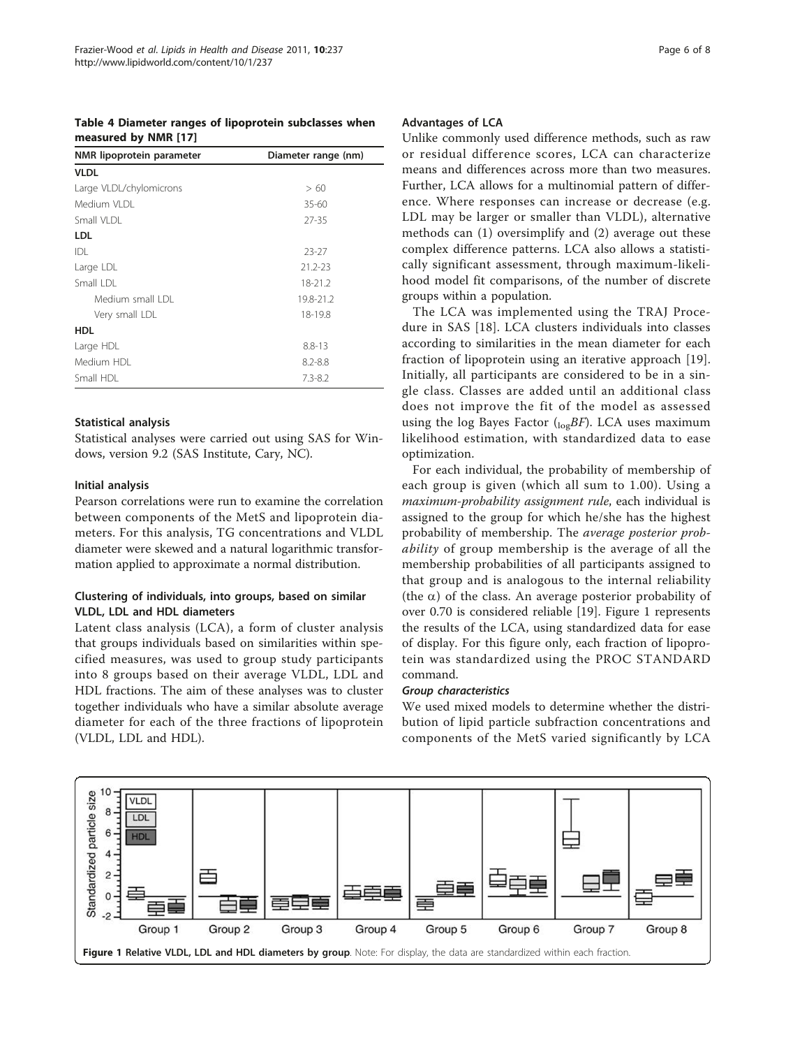**Table 4 Diameter ranges of lipoprotein subclasses when measured by NMR [17]**

| NMR lipoprotein parameter | Diameter range (nm) |
|---|---|
| **VLDL** | |
| Large VLDL/chylomicrons | > 60 |
| Medium VLDL | 35-60 |
| Small VLDL | 27-35 |
| **LDL** | |
| IDL | 23-27 |
| Large LDL | 21.2-23 |
| Small LDL | 18-21.2 |
| Medium small LDL | 19.8-21.2 |
| Very small LDL | 18-19.8 |
| **HDL** | |
| Large HDL | 8.8-13 |
| Medium HDL | 8.2-8.8 |
| Small HDL | 7.3-8.2 |

### Statistical analysis

Statistical analyses were carried out using SAS for Windows, version 9.2 (SAS Institute, Cary, NC).

### Initial analysis

Pearson correlations were run to examine the correlation between components of the MetS and lipoprotein diameters. For this analysis, TG concentrations and VLDL diameter were skewed and a natural logarithmic transformation applied to approximate a normal distribution.

### Clustering of individuals, into groups, based on similar VLDL, LDL and HDL diameters

Latent class analysis (LCA), a form of cluster analysis that groups individuals based on similarities within specified measures, was used to group study participants into 8 groups based on their average VLDL, LDL and HDL fractions. The aim of these analyses was to cluster together individuals who have a similar absolute average diameter for each of the three fractions of lipoprotein (VLDL, LDL and HDL).

### Advantages of LCA

Unlike commonly used difference methods, such as raw or residual difference scores, LCA can characterize means and differences across more than two measures. Further, LCA allows for a multinomial pattern of difference. Where responses can increase or decrease (e.g. LDL may be larger or smaller than VLDL), alternative methods can (1) oversimplify and (2) average out these complex difference patterns. LCA also allows a statistically significant assessment, through maximum-likelihood model fit comparisons, of the number of discrete groups within a population.

The LCA was implemented using the TRAJ Procedure in SAS [18]. LCA clusters individuals into classes according to similarities in the mean diameter for each fraction of lipoprotein using an iterative approach [19]. Initially, all participants are considered to be in a single class. Classes are added until an additional class does not improve the fit of the model as assessed using the log Bayes Factor ($_{\log}BF$). LCA uses maximum likelihood estimation, with standardized data to ease optimization.

For each individual, the probability of membership of each group is given (which all sum to 1.00). Using a *maximum-probability assignment rule*, each individual is assigned to the group for which he/she has the highest probability of membership. The *average posterior probability* of group membership is the average of all the membership probabilities of all participants assigned to that group and is analogous to the internal reliability (the $\alpha$) of the class. An average posterior probability of over 0.70 is considered reliable [19]. Figure 1 represents the results of the LCA, using standardized data for ease of display. For this figure only, each fraction of lipoprotein was standardized using the PROC STANDARD command.

#### *Group characteristics*

We used mixed models to determine whether the distribution of lipid particle subfraction concentrations and components of the MetS varied significantly by LCA

**Figure 1 Relative VLDL, LDL and HDL diameters by group**. Note: For display, the data are standardized within each fraction.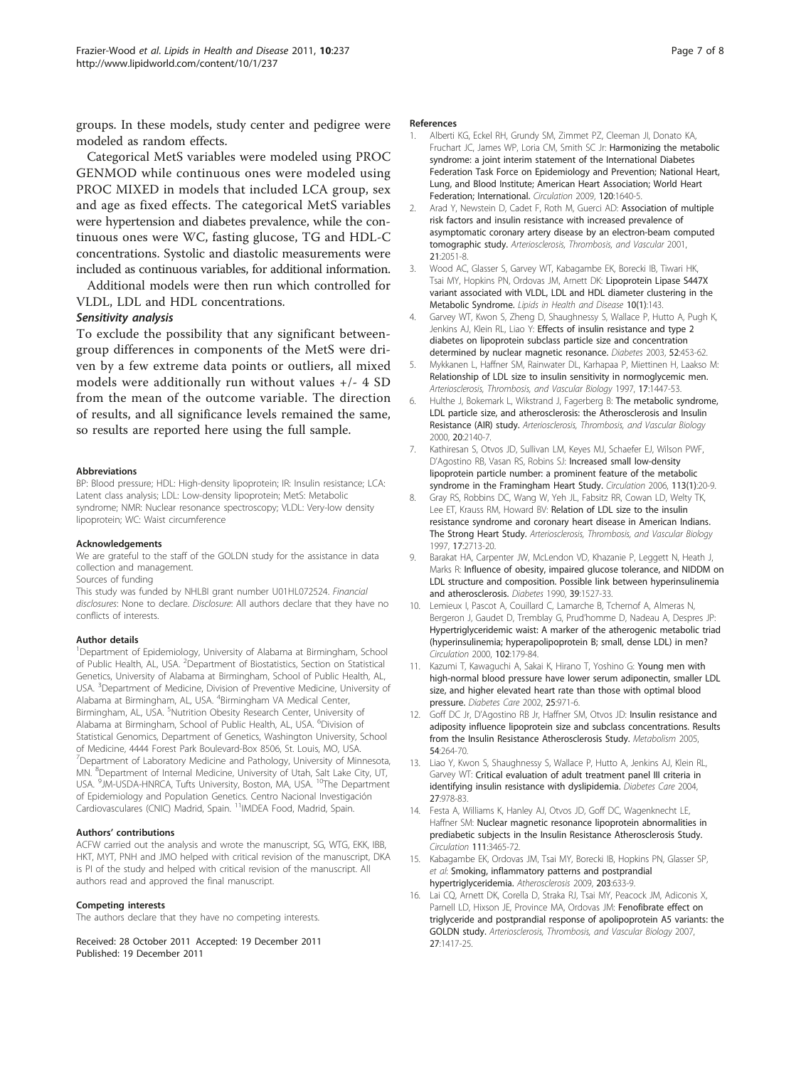groups. In these models, study center and pedigree were modeled as random effects.

Categorical MetS variables were modeled using PROC GENMOD while continuous ones were modeled using PROC MIXED in models that included LCA group, sex and age as fixed effects. The categorical MetS variables were hypertension and diabetes prevalence, while the continuous ones were WC, fasting glucose, TG and HDL-C concentrations. Systolic and diastolic measurements were included as continuous variables, for additional information.

Additional models were then run which controlled for VLDL, LDL and HDL concentrations.

### Sensitivity analysis

To exclude the possibility that any significant between-group differences in components of the MetS were driven by a few extreme data points or outliers, all mixed models were additionally run without values +/- 4 SD from the mean of the outcome variable. The direction of results, and all significance levels remained the same, so results are reported here using the full sample.

#### Abbreviations

BP: Blood pressure; HDL: High-density lipoprotein; IR: Insulin resistance; LCA: Latent class analysis; LDL: Low-density lipoprotein; MetS: Metabolic syndrome; NMR: Nuclear resonance spectroscopy; VLDL: Very-low density lipoprotein; WC: Waist circumference

#### Acknowledgements

We are grateful to the staff of the GOLDN study for the assistance in data collection and management.

Sources of funding

This study was funded by NHLBI grant number U01HL072524. *Financial disclosures*: None to declare. *Disclosure*: All authors declare that they have no conflicts of interests.

#### Author details

[1]Department of Epidemiology, University of Alabama at Birmingham, School of Public Health, AL, USA. [2]Department of Biostatistics, Section on Statistical Genetics, University of Alabama at Birmingham, School of Public Health, AL, USA. [3]Department of Medicine, Division of Preventive Medicine, University of Alabama at Birmingham, AL, USA. [4]Birmingham VA Medical Center, Birmingham, AL, USA. [5]Nutrition Obesity Research Center, University of Alabama at Birmingham, School of Public Health, AL, USA. [6]Division of Statistical Genomics, Department of Genetics, Washington University, School of Medicine, 4444 Forest Park Boulevard-Box 8506, St. Louis, MO, USA. [7]Department of Laboratory Medicine and Pathology, University of Minnesota, MN. [8]Department of Internal Medicine, University of Utah, Salt Lake City, UT, USA. [9]JM-USDA-HNRCA, Tufts University, Boston, MA, USA. [10]The Department of Epidemiology and Population Genetics. Centro Nacional Investigación Cardiovasculares (CNIC) Madrid, Spain. [11]IMDEA Food, Madrid, Spain.

#### Authors' contributions

ACFW carried out the analysis and wrote the manuscript, SG, WTG, EKK, IBB, HKT, MYT, PNH and JMO helped with critical revision of the manuscript, DKA is PI of the study and helped with critical revision of the manuscript. All authors read and approved the final manuscript.

#### Competing interests

The authors declare that they have no competing interests.

Received: 28 October 2011 Accepted: 19 December 2011
Published: 19 December 2011

#### References

1. Alberti KG, Eckel RH, Grundy SM, Zimmet PZ, Cleeman JI, Donato KA, Fruchart JC, James WP, Loria CM, Smith SC Jr: **Harmonizing the metabolic syndrome: a joint interim statement of the International Diabetes Federation Task Force on Epidemiology and Prevention; National Heart, Lung, and Blood Institute; American Heart Association; World Heart Federation; International.** *Circulation* 2009, **120**:1640-5.
2. Arad Y, Newstein D, Cadet F, Roth M, Guerci AD: **Association of multiple risk factors and insulin resistance with increased prevalence of asymptomatic coronary artery disease by an electron-beam computed tomographic study.** *Arteriosclerosis, Thrombosis, and Vascular* 2001, **21**:2051-8.
3. Wood AC, Glasser S, Garvey WT, Kabagambe EK, Borecki IB, Tiwari HK, Tsai MY, Hopkins PN, Ordovas JM, Arnett DK: **Lipoprotein Lipase S447X variant associated with VLDL, LDL and HDL diameter clustering in the Metabolic Syndrome.** *Lipids in Health and Disease* **10(1)**:143.
4. Garvey WT, Kwon S, Zheng D, Shaughnessy S, Wallace P, Hutto A, Pugh K, Jenkins AJ, Klein RL, Liao Y: **Effects of insulin resistance and type 2 diabetes on lipoprotein subclass particle size and concentration determined by nuclear magnetic resonance.** *Diabetes* 2003, **52**:453-62.
5. Mykkanen L, Haffner SM, Rainwater DL, Karhapaa P, Miettinen H, Laakso M: **Relationship of LDL size to insulin sensitivity in normoglycemic men.** *Arteriosclerosis, Thrombosis, and Vascular Biology* 1997, **17**:1447-53.
6. Hulthe J, Bokemark L, Wikstrand J, Fagerberg B: **The metabolic syndrome, LDL particle size, and atherosclerosis: the Atherosclerosis and Insulin Resistance (AIR) study.** *Arteriosclerosis, Thrombosis, and Vascular Biology* 2000, **20**:2140-7.
7. Kathiresan S, Otvos JD, Sullivan LM, Keyes MJ, Schaefer EJ, Wilson PWF, D'Agostino RB, Vasan RS, Robins SJ: **Increased small low-density lipoprotein particle number: a prominent feature of the metabolic syndrome in the Framingham Heart Study.** *Circulation* 2006, **113(1)**:20-9.
8. Gray RS, Robbins DC, Wang W, Yeh JL, Fabsitz RR, Cowan LD, Welty TK, Lee ET, Krauss RM, Howard BV: **Relation of LDL size to the insulin resistance syndrome and coronary heart disease in American Indians. The Strong Heart Study.** *Arteriosclerosis, Thrombosis, and Vascular Biology* 1997, **17**:2713-20.
9. Barakat HA, Carpenter JW, McLendon VD, Khazanie P, Leggett N, Heath J, Marks R: **Influence of obesity, impaired glucose tolerance, and NIDDM on LDL structure and composition. Possible link between hyperinsulinemia and atherosclerosis.** *Diabetes* 1990, **39**:1527-33.
10. Lemieux I, Pascot A, Couillard C, Lamarche B, Tchernof A, Almeras N, Bergeron J, Gaudet D, Tremblay G, Prud'homme D, Nadeau A, Despres JP: **Hypertriglyceridemic waist: A marker of the atherogenic metabolic triad (hyperinsulinemia; hyperapolipoprotein B; small, dense LDL) in men?** *Circulation* 2000, **102**:179-84.
11. Kazumi T, Kawaguchi A, Sakai K, Hirano T, Yoshino G: **Young men with high-normal blood pressure have lower serum adiponectin, smaller LDL size, and higher elevated heart rate than those with optimal blood pressure.** *Diabetes Care* 2002, **25**:971-6.
12. Goff DC Jr, D'Agostino RB Jr, Haffner SM, Otvos JD: **Insulin resistance and adiposity influence lipoprotein size and subclass concentrations. Results from the Insulin Resistance Atherosclerosis Study.** *Metabolism* 2005, **54**:264-70.
13. Liao Y, Kwon S, Shaughnessy S, Wallace P, Hutto A, Jenkins AJ, Klein RL, Garvey WT: **Critical evaluation of adult treatment panel III criteria in identifying insulin resistance with dyslipidemia.** *Diabetes Care* 2004, **27**:978-83.
14. Festa A, Williams K, Hanley AJ, Otvos JD, Goff DC, Wagenknecht LE, Haffner SM: **Nuclear magnetic resonance lipoprotein abnormalities in prediabetic subjects in the Insulin Resistance Atherosclerosis Study.** *Circulation* **111**:3465-72.
15. Kabagambe EK, Ordovas JM, Tsai MY, Borecki IB, Hopkins PN, Glasser SP, *et al*: **Smoking, inflammatory patterns and postprandial hypertriglyceridemia.** *Atherosclerosis* 2009, **203**:633-9.
16. Lai CQ, Arnett DK, Corella D, Straka RJ, Tsai MY, Peacock JM, Adiconis X, Parnell LD, Hixson JE, Province MA, Ordovas JM: **Fenofibrate effect on triglyceride and postprandial response of apolipoprotein A5 variants: the GOLDN study.** *Arteriosclerosis, Thrombosis, and Vascular Biology* 2007, **27**:1417-25.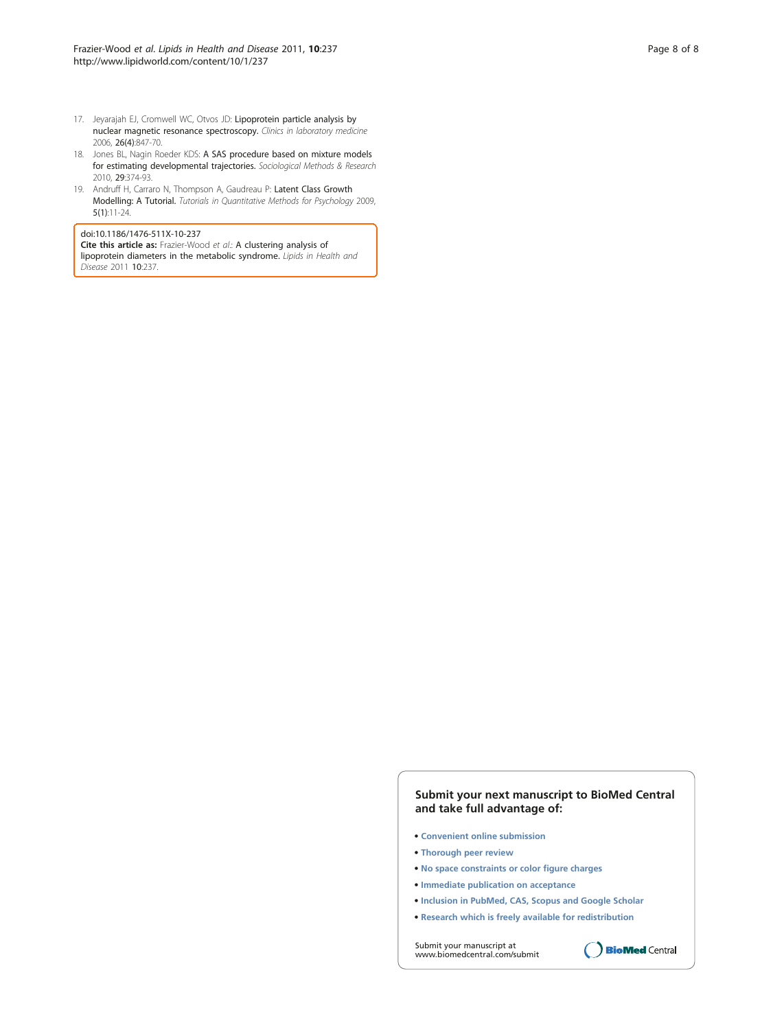17. Jeyarajah EJ, Cromwell WC, Otvos JD: **Lipoprotein particle analysis by nuclear magnetic resonance spectroscopy.** *Clinics in laboratory medicine* 2006, **26(4)**:847-70.
18. Jones BL, Nagin Roeder KDS: **A SAS procedure based on mixture models for estimating developmental trajectories.** *Sociological Methods & Research* 2010, **29**:374-93.
19. Andruff H, Carraro N, Thompson A, Gaudreau P: **Latent Class Growth Modelling: A Tutorial.** *Tutorials in Quantitative Methods for Psychology* 2009, **5(1)**:11-24.

doi:10.1186/1476-511X-10-237

**Cite this article as:** Frazier-Wood *et al.*: A clustering analysis of lipoprotein diameters in the metabolic syndrome. *Lipids in Health and Disease* 2011 **10**:237.

**Submit your next manuscript to BioMed Central and take full advantage of:**

- **Convenient online submission**
- **Thorough peer review**
- **No space constraints or color figure charges**
- **Immediate publication on acceptance**
- **Inclusion in PubMed, CAS, Scopus and Google Scholar**
- **Research which is freely available for redistribution**

Submit your manuscript at
www.biomedcentral.com/submit

BioMed Central